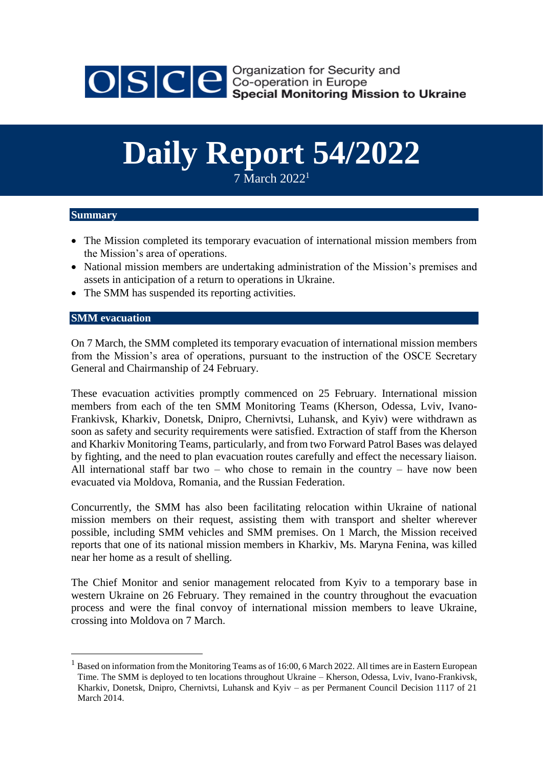Organization for Security and Co-operation in Europe
**Special Monitoring Mission to Ukraine**

# Daily Report 54/2022

7 March 2022[1]

## Summary

- The Mission completed its temporary evacuation of international mission members from the Mission's area of operations.
- National mission members are undertaking administration of the Mission's premises and assets in anticipation of a return to operations in Ukraine.
- The SMM has suspended its reporting activities.

## SMM evacuation

On 7 March, the SMM completed its temporary evacuation of international mission members from the Mission's area of operations, pursuant to the instruction of the OSCE Secretary General and Chairmanship of 24 February.

These evacuation activities promptly commenced on 25 February. International mission members from each of the ten SMM Monitoring Teams (Kherson, Odessa, Lviv, Ivano-Frankivsk, Kharkiv, Donetsk, Dnipro, Chernivtsi, Luhansk, and Kyiv) were withdrawn as soon as safety and security requirements were satisfied. Extraction of staff from the Kherson and Kharkiv Monitoring Teams, particularly, and from two Forward Patrol Bases was delayed by fighting, and the need to plan evacuation routes carefully and effect the necessary liaison. All international staff bar two – who chose to remain in the country – have now been evacuated via Moldova, Romania, and the Russian Federation.

Concurrently, the SMM has also been facilitating relocation within Ukraine of national mission members on their request, assisting them with transport and shelter wherever possible, including SMM vehicles and SMM premises. On 1 March, the Mission received reports that one of its national mission members in Kharkiv, Ms. Maryna Fenina, was killed near her home as a result of shelling.

The Chief Monitor and senior management relocated from Kyiv to a temporary base in western Ukraine on 26 February. They remained in the country throughout the evacuation process and were the final convoy of international mission members to leave Ukraine, crossing into Moldova on 7 March.

[1] Based on information from the Monitoring Teams as of 16:00, 6 March 2022. All times are in Eastern European Time. The SMM is deployed to ten locations throughout Ukraine – Kherson, Odessa, Lviv, Ivano-Frankivsk, Kharkiv, Donetsk, Dnipro, Chernivtsi, Luhansk and Kyiv – as per Permanent Council Decision 1117 of 21 March 2014.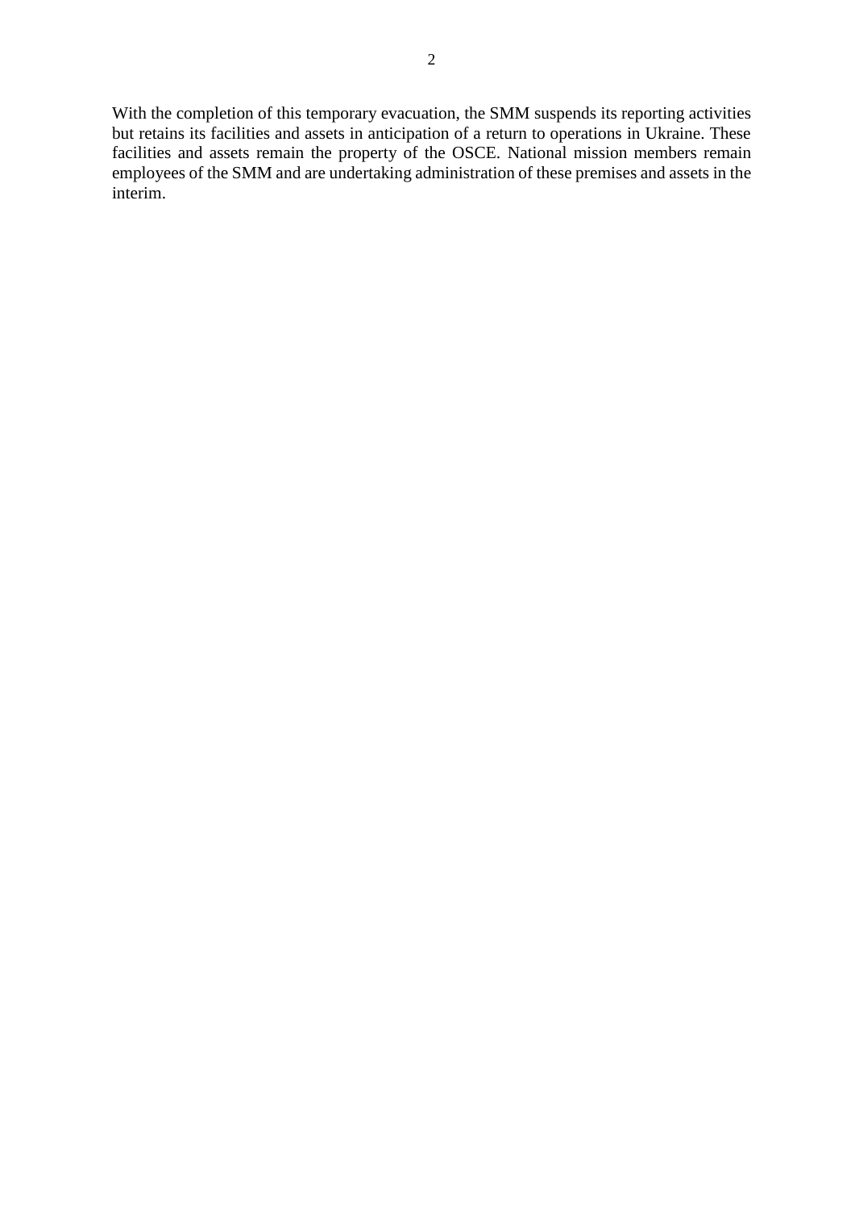With the completion of this temporary evacuation, the SMM suspends its reporting activities but retains its facilities and assets in anticipation of a return to operations in Ukraine. These facilities and assets remain the property of the OSCE. National mission members remain employees of the SMM and are undertaking administration of these premises and assets in the interim.